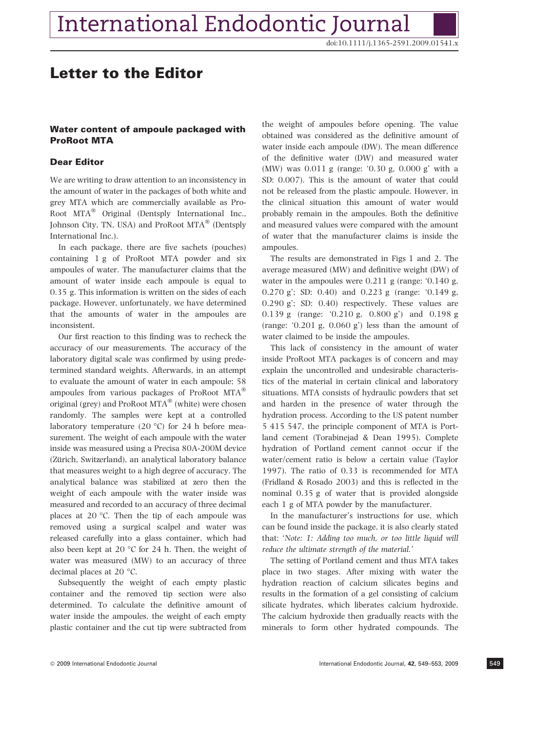# Letter to the Editor

### Water content of ampoule packaged with ProRoot MTA

### Dear Editor

We are writing to draw attention to an inconsistency in the amount of water in the packages of both white and grey MTA which are commercially available as ProRoot MTA® Original (Dentsply International Inc., Johnson City, TN, USA) and ProRoot MTA® (Dentsply International Inc.).

In each package, there are five sachets (pouches) containing 1 g of ProRoot MTA powder and six ampoules of water. The manufacturer claims that the amount of water inside each ampoule is equal to 0.35 g. This information is written on the sides of each package. However, unfortunately, we have determined that the amounts of water in the ampoules are inconsistent.

Our first reaction to this finding was to recheck the accuracy of our measurements. The accuracy of the laboratory digital scale was confirmed by using predetermined standard weights. Afterwards, in an attempt to evaluate the amount of water in each ampoule; 58 ampoules from various packages of ProRoot MTA® original (grey) and ProRoot MTA® (white) were chosen randomly. The samples were kept at a controlled laboratory temperature (20 °C) for 24 h before measurement. The weight of each ampoule with the water inside was measured using a Precisa 80A-200M device (Zürich, Switzerland), an analytical laboratory balance that measures weight to a high degree of accuracy. The analytical balance was stabilized at zero then the weight of each ampoule with the water inside was measured and recorded to an accuracy of three decimal places at 20 °C. Then the tip of each ampoule was removed using a surgical scalpel and water was released carefully into a glass container, which had also been kept at 20 °C for 24 h. Then, the weight of water was measured (MW) to an accuracy of three decimal places at 20 °C.

Subsequently the weight of each empty plastic container and the removed tip section were also determined. To calculate the definitive amount of water inside the ampoules, the weight of each empty plastic container and the cut tip were subtracted from the weight of ampoules before opening. The value obtained was considered as the definitive amount of water inside each ampoule (DW). The mean difference of the definitive water (DW) and measured water (MW) was 0.011 g (range: '0.30 g, 0.000 g' with a SD: 0.007). This is the amount of water that could not be released from the plastic ampoule. However, in the clinical situation this amount of water would probably remain in the ampoules. Both the definitive and measured values were compared with the amount of water that the manufacturer claims is inside the ampoules.

The results are demonstrated in Figs 1 and 2. The average measured (MW) and definitive weight (DW) of water in the ampoules were 0.211 g (range: '0.140 g, 0.270 g'; SD: 0.40) and 0.223 g (range: '0.149 g, 0.290 g'; SD: 0.40) respectively. These values are 0.139 g (range: '0.210 g, 0.800 g') and 0.198 g (range: '0.201 g, 0.060 g') less than the amount of water claimed to be inside the ampoules.

This lack of consistency in the amount of water inside ProRoot MTA packages is of concern and may explain the uncontrolled and undesirable characteristics of the material in certain clinical and laboratory situations. MTA consists of hydraulic powders that set and harden in the presence of water through the hydration process. According to the US patent number 5 415 547, the principle component of MTA is Portland cement (Torabinejad & Dean 1995). Complete hydration of Portland cement cannot occur if the water/cement ratio is below a certain value (Taylor 1997). The ratio of 0.33 is recommended for MTA (Fridland & Rosado 2003) and this is reflected in the nominal 0.35 g of water that is provided alongside each 1 g of MTA powder by the manufacturer.

In the manufacturer's instructions for use, which can be found inside the package, it is also clearly stated that: '*Note: 1: Adding too much, or too little liquid will reduce the ultimate strength of the material.*'

The setting of Portland cement and thus MTA takes place in two stages. After mixing with water the hydration reaction of calcium silicates begins and results in the formation of a gel consisting of calcium silicate hydrates, which liberates calcium hydroxide. The calcium hydroxide then gradually reacts with the minerals to form other hydrated compounds. The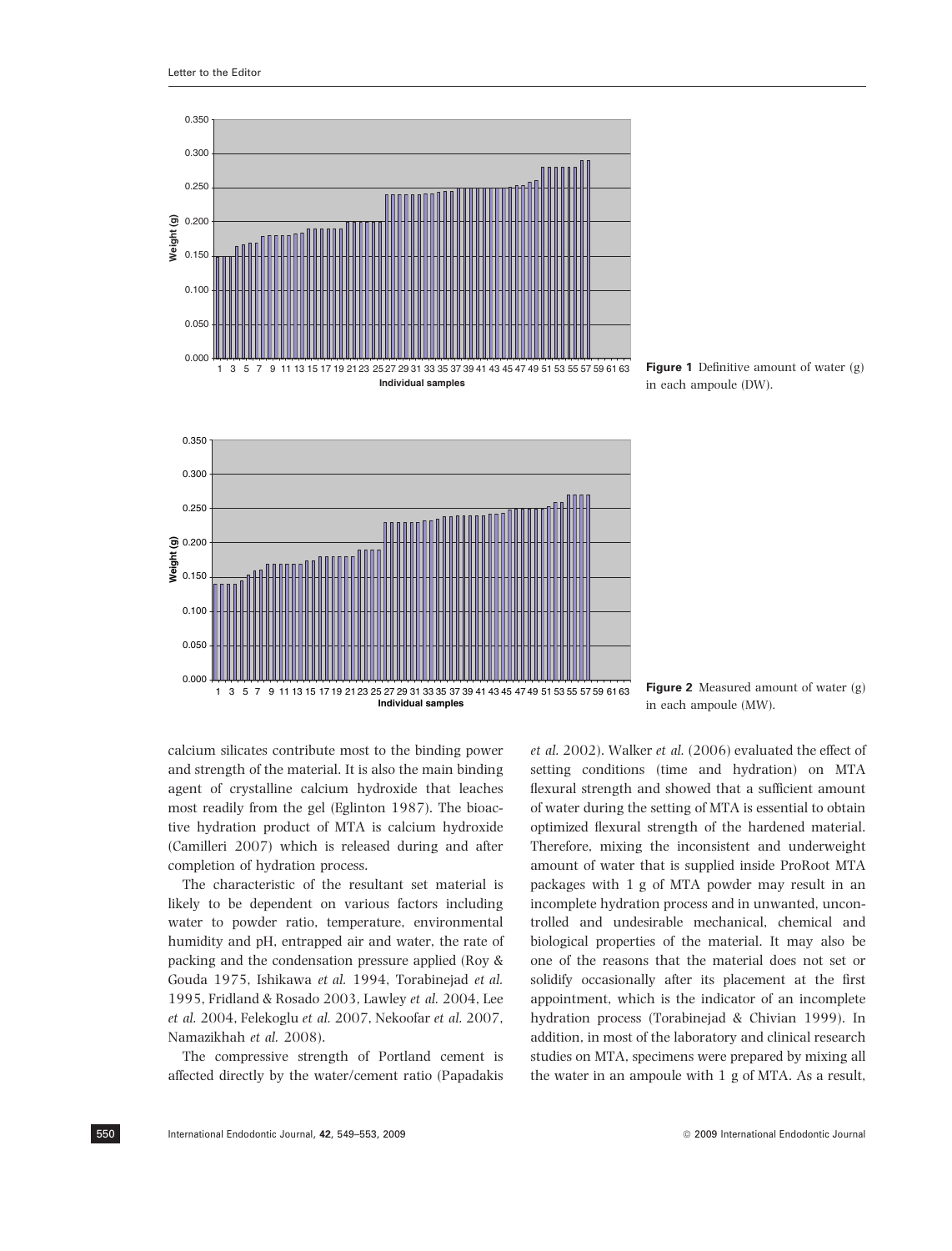**Figure 1** Definitive amount of water (g) in each ampoule (DW).

**Figure 2** Measured amount of water (g) in each ampoule (MW).

calcium silicates contribute most to the binding power and strength of the material. It is also the main binding agent of crystalline calcium hydroxide that leaches most readily from the gel (Eglinton 1987). The bioactive hydration product of MTA is calcium hydroxide (Camilleri 2007) which is released during and after completion of hydration process.

The characteristic of the resultant set material is likely to be dependent on various factors including water to powder ratio, temperature, environmental humidity and pH, entrapped air and water, the rate of packing and the condensation pressure applied (Roy & Gouda 1975, Ishikawa *et al.* 1994, Torabinejad *et al.* 1995, Fridland & Rosado 2003, Lawley *et al.* 2004, Lee *et al.* 2004, Felekoglu *et al.* 2007, Nekoofar *et al.* 2007, Namazikhah *et al.* 2008).

The compressive strength of Portland cement is affected directly by the water/cement ratio (Papadakis *et al.* 2002). Walker *et al.* (2006) evaluated the effect of setting conditions (time and hydration) on MTA flexural strength and showed that a sufficient amount of water during the setting of MTA is essential to obtain optimized flexural strength of the hardened material. Therefore, mixing the inconsistent and underweight amount of water that is supplied inside ProRoot MTA packages with 1 g of MTA powder may result in an incomplete hydration process and in unwanted, uncontrolled and undesirable mechanical, chemical and biological properties of the material. It may also be one of the reasons that the material does not set or solidify occasionally after its placement at the first appointment, which is the indicator of an incomplete hydration process (Torabinejad & Chivian 1999). In addition, in most of the laboratory and clinical research studies on MTA, specimens were prepared by mixing all the water in an ampoule with 1 g of MTA. As a result,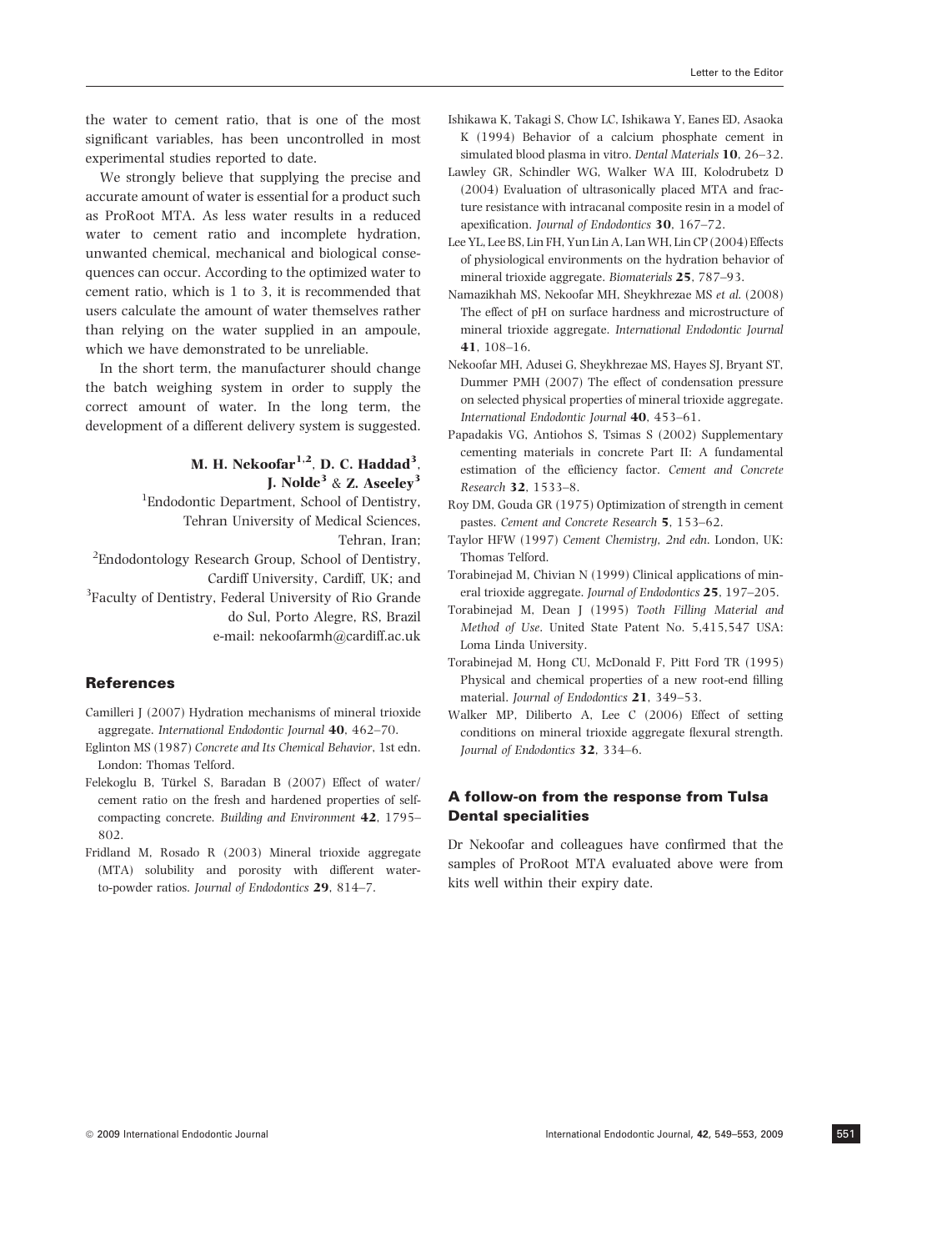the water to cement ratio, that is one of the most significant variables, has been uncontrolled in most experimental studies reported to date.

We strongly believe that supplying the precise and accurate amount of water is essential for a product such as ProRoot MTA. As less water results in a reduced water to cement ratio and incomplete hydration, unwanted chemical, mechanical and biological consequences can occur. According to the optimized water to cement ratio, which is 1 to 3, it is recommended that users calculate the amount of water themselves rather than relying on the water supplied in an ampoule, which we have demonstrated to be unreliable.

In the short term, the manufacturer should change the batch weighing system in order to supply the correct amount of water. In the long term, the development of a different delivery system is suggested.

**M. H. Nekoofar[1,2], D. C. Haddad[3], J. Nolde[3] & Z. Aseeley[3]**

[1]Endodontic Department, School of Dentistry, Tehran University of Medical Sciences, Tehran, Iran;
[2]Endodontology Research Group, School of Dentistry, Cardiff University, Cardiff, UK; and
[3]Faculty of Dentistry, Federal University of Rio Grande do Sul, Porto Alegre, RS, Brazil
e-mail: nekoofarmh@cardiff.ac.uk

## References

Camilleri J (2007) Hydration mechanisms of mineral trioxide aggregate. *International Endodontic Journal* **40**, 462–70.

Eglinton MS (1987) *Concrete and Its Chemical Behavior*, 1st edn. London: Thomas Telford.

Felekoglu B, Türkel S, Baradan B (2007) Effect of water/cement ratio on the fresh and hardened properties of self-compacting concrete. *Building and Environment* **42**, 1795–802.

Fridland M, Rosado R (2003) Mineral trioxide aggregate (MTA) solubility and porosity with different water-to-powder ratios. *Journal of Endodontics* **29**, 814–7.

Ishikawa K, Takagi S, Chow LC, Ishikawa Y, Eanes ED, Asaoka K (1994) Behavior of a calcium phosphate cement in simulated blood plasma in vitro. *Dental Materials* **10**, 26–32.

Lawley GR, Schindler WG, Walker WA III, Kolodrubetz D (2004) Evaluation of ultrasonically placed MTA and fracture resistance with intracanal composite resin in a model of apexification. *Journal of Endodontics* **30**, 167–72.

Lee YL, Lee BS, Lin FH, Yun Lin A, Lan WH, Lin CP (2004) Effects of physiological environments on the hydration behavior of mineral trioxide aggregate. *Biomaterials* **25**, 787–93.

Namazikhah MS, Nekoofar MH, Sheykhrezae MS *et al.* (2008) The effect of pH on surface hardness and microstructure of mineral trioxide aggregate. *International Endodontic Journal* **41**, 108–16.

Nekoofar MH, Adusei G, Sheykhrezae MS, Hayes SJ, Bryant ST, Dummer PMH (2007) The effect of condensation pressure on selected physical properties of mineral trioxide aggregate. *International Endodontic Journal* **40**, 453–61.

Papadakis VG, Antiohos S, Tsimas S (2002) Supplementary cementing materials in concrete Part II: A fundamental estimation of the efficiency factor. *Cement and Concrete Research* **32**, 1533–8.

Roy DM, Gouda GR (1975) Optimization of strength in cement pastes. *Cement and Concrete Research* **5**, 153–62.

Taylor HFW (1997) *Cement Chemistry, 2nd edn*. London, UK: Thomas Telford.

Torabinejad M, Chivian N (1999) Clinical applications of mineral trioxide aggregate. *Journal of Endodontics* **25**, 197–205.

Torabinejad M, Dean J (1995) *Tooth Filling Material and Method of Use*. United State Patent No. 5,415,547 USA: Loma Linda University.

Torabinejad M, Hong CU, McDonald F, Pitt Ford TR (1995) Physical and chemical properties of a new root-end filling material. *Journal of Endodontics* **21**, 349–53.

Walker MP, Diliberto A, Lee C (2006) Effect of setting conditions on mineral trioxide aggregate flexural strength. *Journal of Endodontics* **32**, 334–6.

## A follow-on from the response from Tulsa Dental specialities

Dr Nekoofar and colleagues have confirmed that the samples of ProRoot MTA evaluated above were from kits well within their expiry date.